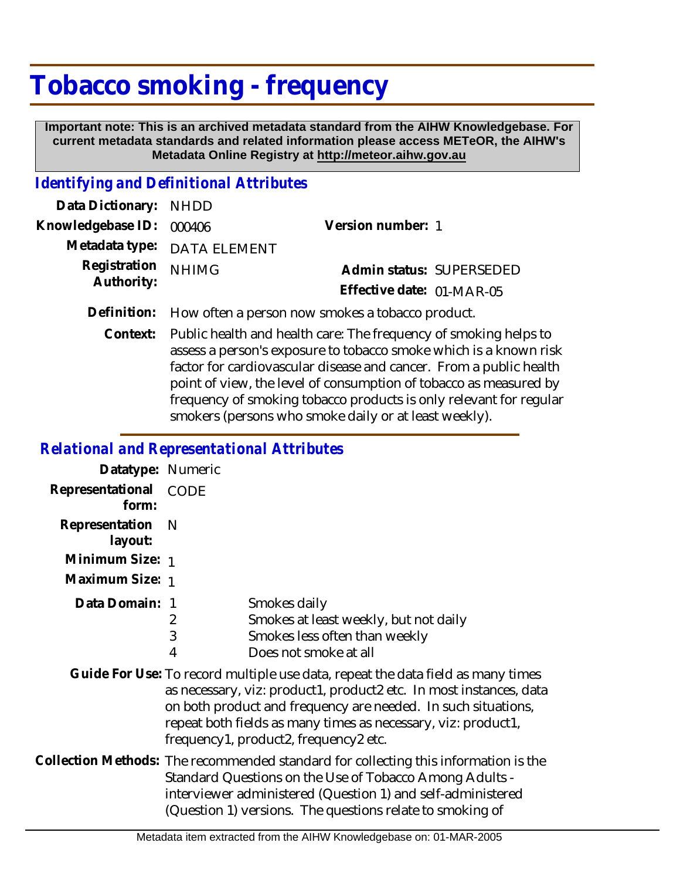# Tobacco smoking - frequency

**Important note: This is an archived metadata standard from the AIHW Knowledgebase. For current metadata standards and related information please access METeOR, the AIHW's Metadata Online Registry at http://meteor.aihw.gov.au**

## *Identifying and Definitional Attributes*

| | | | |
|---|---|---|---|
| **Data Dictionary:** | NHDD | | |
| **Knowledgebase ID:** | 000406 | **Version number:** | 1 |
| **Metadata type:** | DATA ELEMENT | | |
| **Registration Authority:** | NHIMG | **Admin status:** | SUPERSEDED |
| | | **Effective date:** | 01-MAR-05 |

**Definition:** How often a person now smokes a tobacco product.

**Context:** Public health and health care: The frequency of smoking helps to assess a person's exposure to tobacco smoke which is a known risk factor for cardiovascular disease and cancer. From a public health point of view, the level of consumption of tobacco as measured by frequency of smoking tobacco products is only relevant for regular smokers (persons who smoke daily or at least weekly).

## *Relational and Representational Attributes*

**Datatype:** Numeric

**Representational form:** CODE

**Representation layout:** N

**Minimum Size:** 1

**Maximum Size:** 1

**Data Domain:**

| Code | Description |
|---|---|
| 1 | Smokes daily |
| 2 | Smokes at least weekly, but not daily |
| 3 | Smokes less often than weekly |
| 4 | Does not smoke at all |

**Guide For Use:** To record multiple use data, repeat the data field as many times as necessary, viz: product1, product2 etc. In most instances, data on both product and frequency are needed. In such situations, repeat both fields as many times as necessary, viz: product1, frequency1, product2, frequency2 etc.

**Collection Methods:** The recommended standard for collecting this information is the Standard Questions on the Use of Tobacco Among Adults - interviewer administered (Question 1) and self-administered (Question 1) versions. The questions relate to smoking of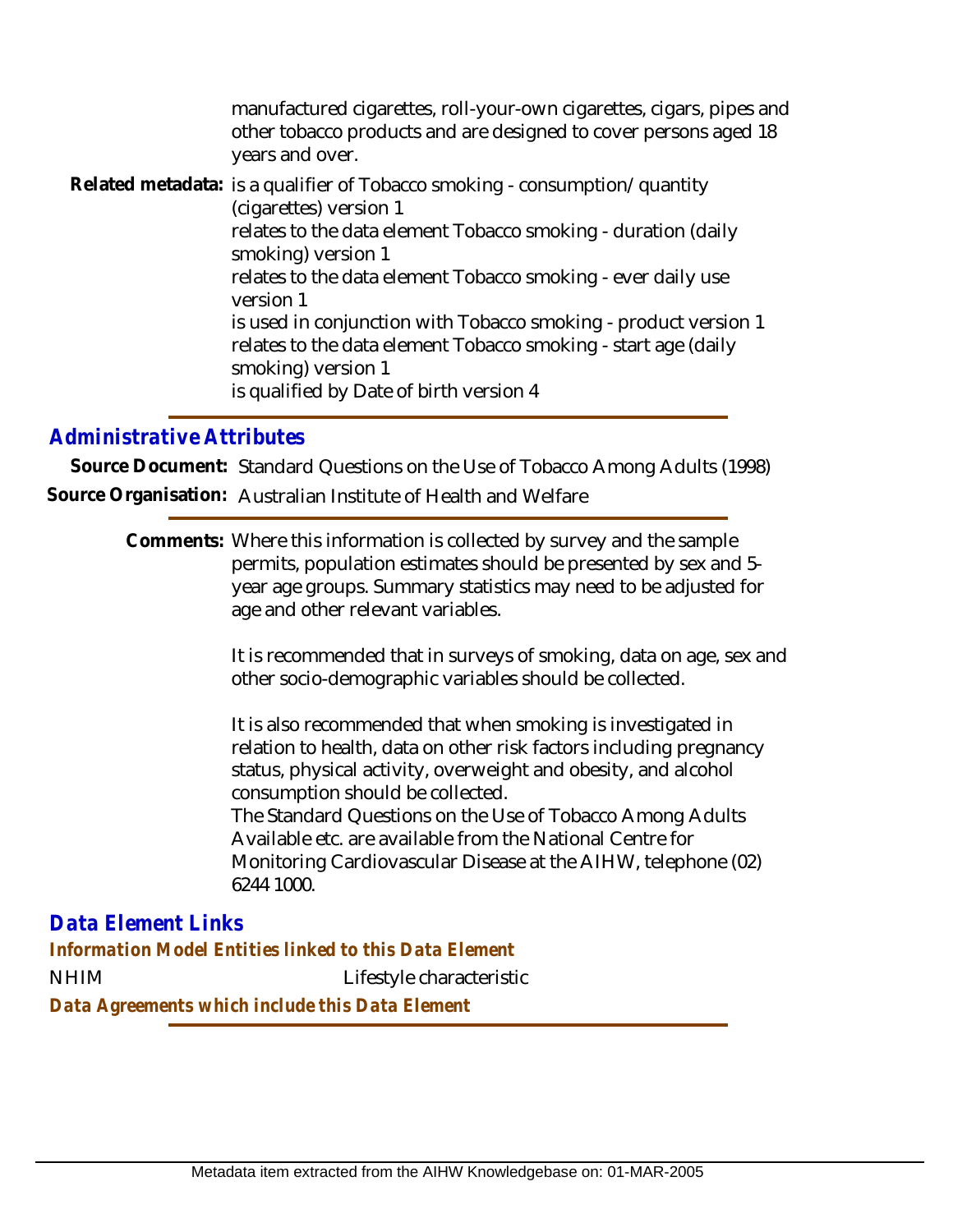manufactured cigarettes, roll-your-own cigarettes, cigars, pipes and other tobacco products and are designed to cover persons aged 18 years and over.

**Related metadata:** is a qualifier of Tobacco smoking - consumption/quantity (cigarettes) version 1
relates to the data element Tobacco smoking - duration (daily smoking) version 1
relates to the data element Tobacco smoking - ever daily use version 1
is used in conjunction with Tobacco smoking - product version 1
relates to the data element Tobacco smoking - start age (daily smoking) version 1
is qualified by Date of birth version 4

## Administrative Attributes

**Source Document:** Standard Questions on the Use of Tobacco Among Adults (1998)

**Source Organisation:** Australian Institute of Health and Welfare

**Comments:** Where this information is collected by survey and the sample permits, population estimates should be presented by sex and 5-year age groups. Summary statistics may need to be adjusted for age and other relevant variables.

It is recommended that in surveys of smoking, data on age, sex and other socio-demographic variables should be collected.

It is also recommended that when smoking is investigated in relation to health, data on other risk factors including pregnancy status, physical activity, overweight and obesity, and alcohol consumption should be collected.
The Standard Questions on the Use of Tobacco Among Adults Available etc. are available from the National Centre for Monitoring Cardiovascular Disease at the AIHW, telephone (02) 6244 1000.

## Data Element Links

***Information Model Entities linked to this Data Element***

NHIM Lifestyle characteristic

***Data Agreements which include this Data Element***